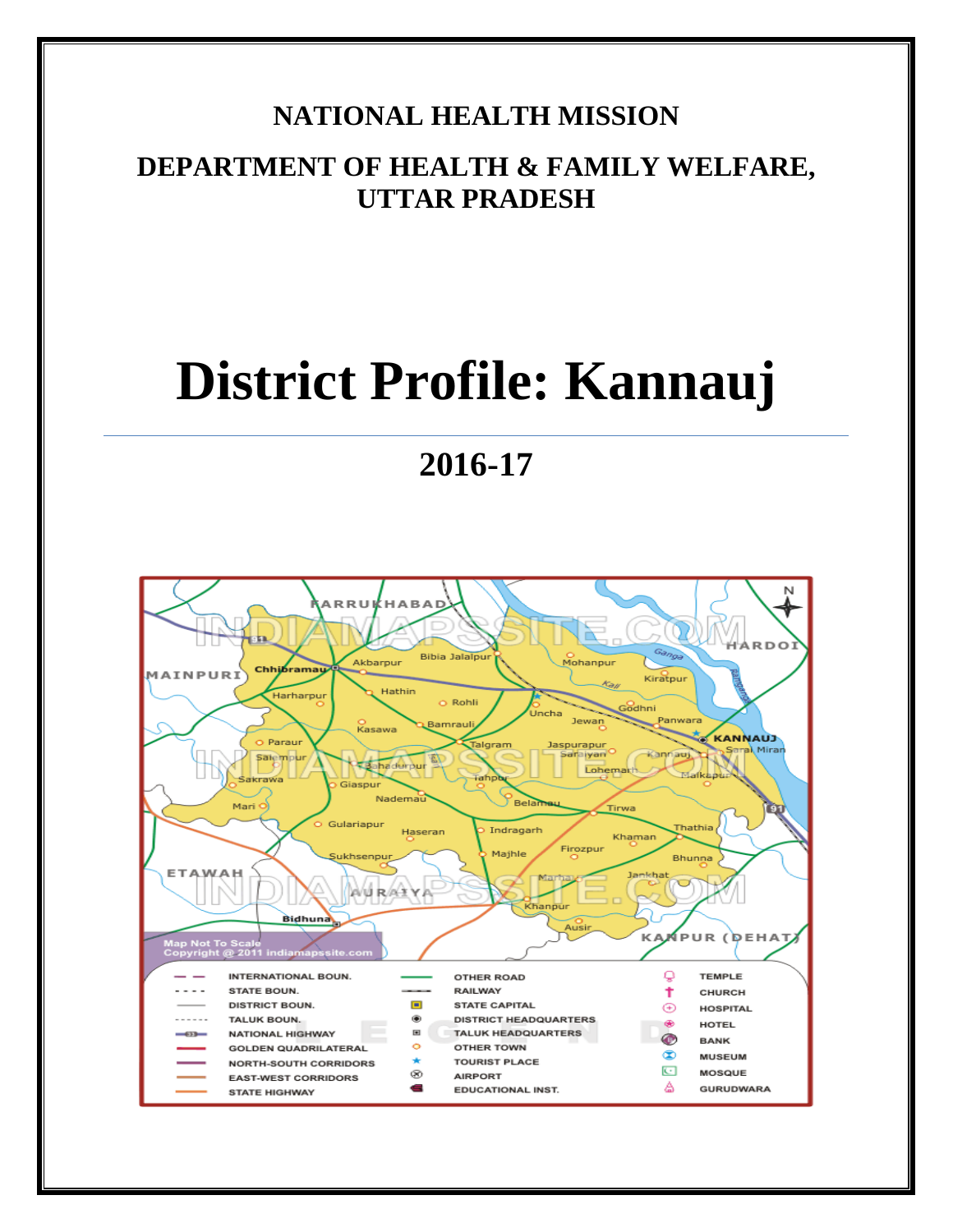**NATIONAL HEALTH MISSION**

**DEPARTMENT OF HEALTH & FAMILY WELFARE, UTTAR PRADESH**

# District Profile: Kannauj

## 2016-17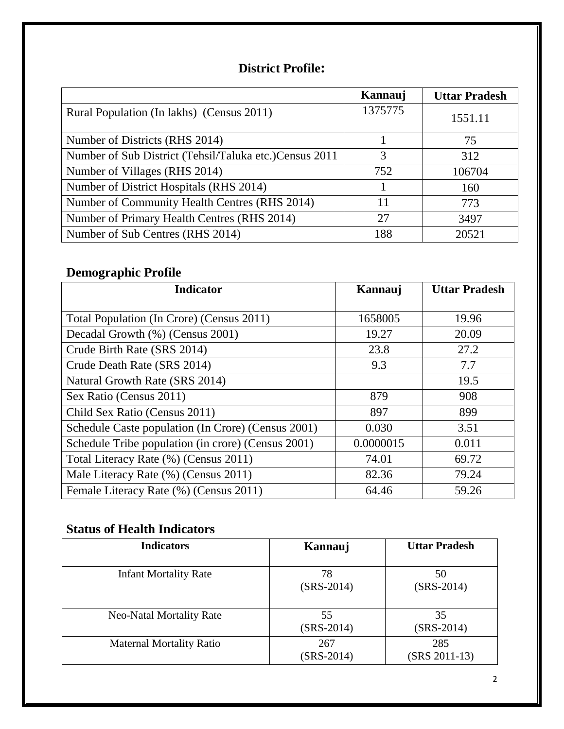## District Profile:

| | Kannauj | Uttar Pradesh |
|---|---|---|
| Rural Population (In lakhs) (Census 2011) | 1375775 | 1551.11 |
| Number of Districts (RHS 2014) | 1 | 75 |
| Number of Sub District (Tehsil/Taluka etc.)Census 2011 | 3 | 312 |
| Number of Villages (RHS 2014) | 752 | 106704 |
| Number of District Hospitals (RHS 2014) | 1 | 160 |
| Number of Community Health Centres (RHS 2014) | 11 | 773 |
| Number of Primary Health Centres (RHS 2014) | 27 | 3497 |
| Number of Sub Centres (RHS 2014) | 188 | 20521 |

## Demographic Profile

| Indicator | Kannauj | Uttar Pradesh |
|---|---|---|
| Total Population (In Crore) (Census 2011) | 1658005 | 19.96 |
| Decadal Growth (%) (Census 2001) | 19.27 | 20.09 |
| Crude Birth Rate (SRS 2014) | 23.8 | 27.2 |
| Crude Death Rate (SRS 2014) | 9.3 | 7.7 |
| Natural Growth Rate (SRS 2014) | | 19.5 |
| Sex Ratio (Census 2011) | 879 | 908 |
| Child Sex Ratio (Census 2011) | 897 | 899 |
| Schedule Caste population (In Crore) (Census 2001) | 0.030 | 3.51 |
| Schedule Tribe population (in crore) (Census 2001) | 0.0000015 | 0.011 |
| Total Literacy Rate (%) (Census 2011) | 74.01 | 69.72 |
| Male Literacy Rate (%) (Census 2011) | 82.36 | 79.24 |
| Female Literacy Rate (%) (Census 2011) | 64.46 | 59.26 |

## Status of Health Indicators

| Indicators | Kannauj | Uttar Pradesh |
|---|---|---|
| Infant Mortality Rate | 78 (SRS-2014) | 50 (SRS-2014) |
| Neo-Natal Mortality Rate | 55 (SRS-2014) | 35 (SRS-2014) |
| Maternal Mortality Ratio | 267 (SRS-2014) | 285 (SRS 2011-13) |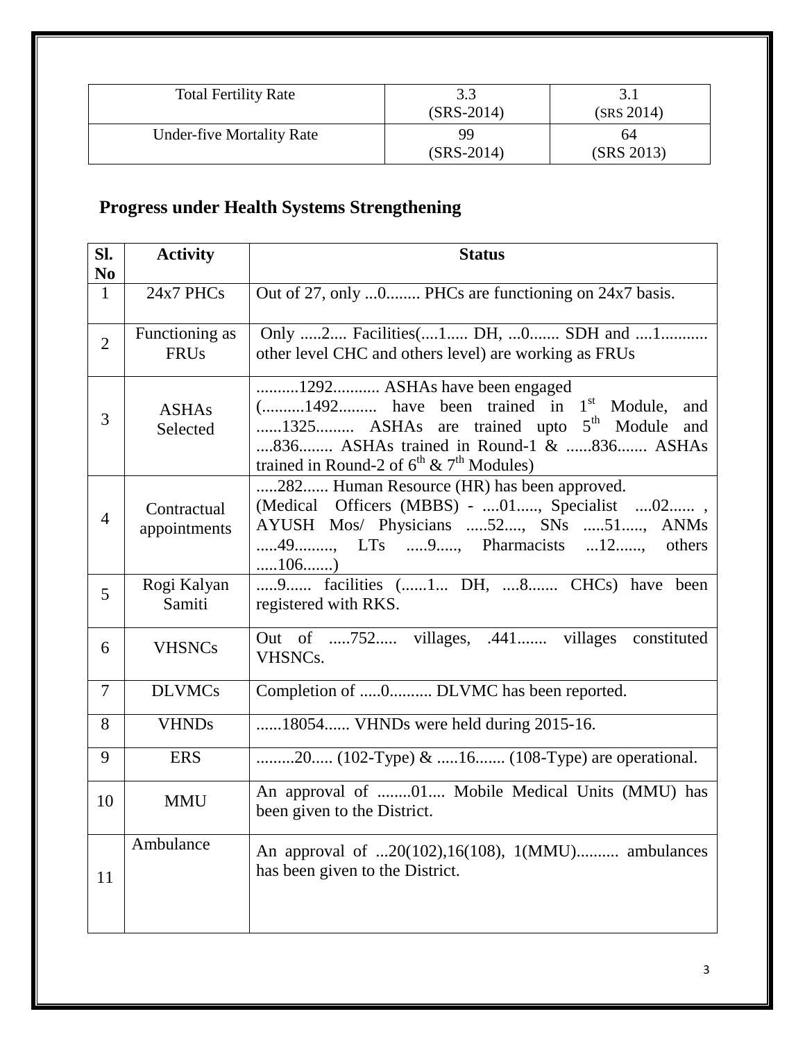| Total Fertility Rate | 3.3<br>(SRS-2014) | 3.1<br>(SRS 2014) |
|---|---|---|
| Under-five Mortality Rate | 99<br>(SRS-2014) | 64<br>(SRS 2013) |

## Progress under Health Systems Strengthening

| Sl. No | Activity | Status |
|---|---|---|
| 1 | 24x7 PHCs | Out of 27, only ...0........ PHCs are functioning on 24x7 basis. |
| 2 | Functioning as FRUs | Only .....2.... Facilities(....1..... DH, ...0....... SDH and ....1........... other level CHC and others level) are working as FRUs |
| 3 | ASHAs Selected | ..........1292........... ASHAs have been engaged (..........1492......... have been trained in 1st Module, and ......1325......... ASHAs are trained upto 5th Module and ....836........ ASHAs trained in Round-1 & ......836....... ASHAs trained in Round-2 of 6th & 7th Modules) |
| 4 | Contractual appointments | .....282...... Human Resource (HR) has been approved. (Medical Officers (MBBS) - ....01....., Specialist ....02...... , AYUSH Mos/ Physicians .....52...., SNs .....51....., ANMs .....49........., LTs .....9....., Pharmacists ...12......, others .....106.......) |
| 5 | Rogi Kalyan Samiti | .....9...... facilities (......1... DH, ....8....... CHCs) have been registered with RKS. |
| 6 | VHSNCs | Out of .....752..... villages, .441....... villages constituted VHSNCs. |
| 7 | DLVMCs | Completion of .....0.......... DLVMC has been reported. |
| 8 | VHNDs | ......18054...... VHNDs were held during 2015-16. |
| 9 | ERS | .........20..... (102-Type) & .....16....... (108-Type) are operational. |
| 10 | MMU | An approval of ........01.... Mobile Medical Units (MMU) has been given to the District. |
| 11 | Ambulance | An approval of ...20(102),16(108), 1(MMU).......... ambulances has been given to the District. |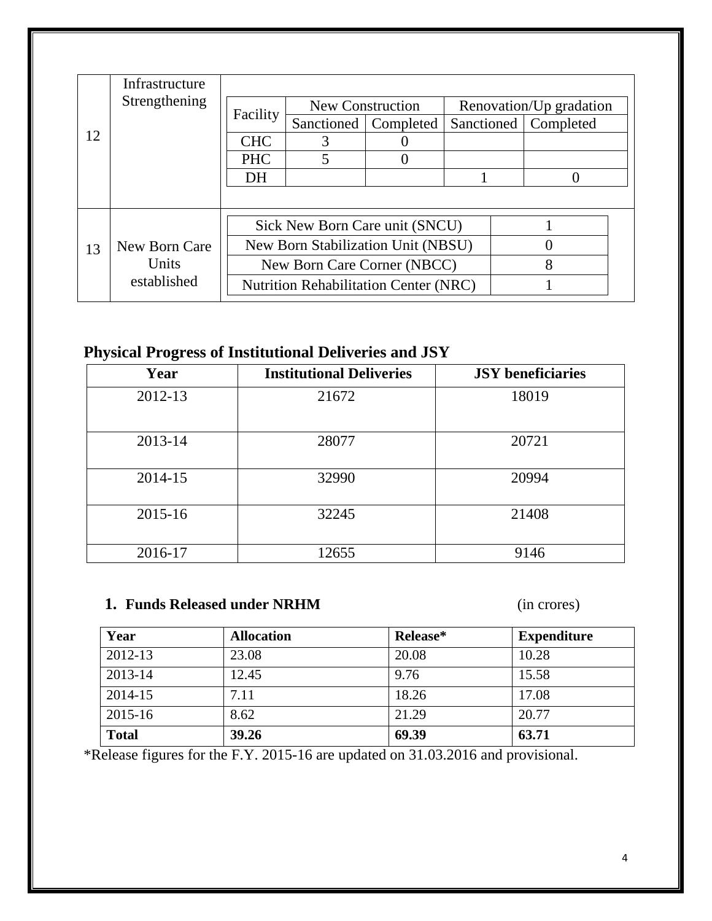<table>
<tr>
<td rowspan="4">12</td>
<td rowspan="4">Infrastructure Strengthening</td>
<td>

| Facility | New Construction | | Renovation/Up gradation | |
|---|---|---|---|---|
| | Sanctioned | Completed | Sanctioned | Completed |
| CHC | 3 | 0 | | |
| PHC | 5 | 0 | | |
| DH | | | 1 | 0 |

</td>
</tr>
</table>

| | | | |
|---|---|---|---|
| 12 | Infrastructure Strengthening | See facility table above | |
| 13 | New Born Care Units established | Sick New Born Care unit (SNCU) | 1 |
| | | New Born Stabilization Unit (NBSU) | 0 |
| | | New Born Care Corner (NBCC) | 8 |
| | | Nutrition Rehabilitation Center (NRC) | 1 |

## Physical Progress of Institutional Deliveries and JSY

| Year | Institutional Deliveries | JSY beneficiaries |
|---|---|---|
| 2012-13 | 21672 | 18019 |
| 2013-14 | 28077 | 20721 |
| 2014-15 | 32990 | 20994 |
| 2015-16 | 32245 | 21408 |
| 2016-17 | 12655 | 9146 |

### 1. Funds Released under NRHM (in crores)

| Year | Allocation | Release* | Expenditure |
|---|---|---|---|
| 2012-13 | 23.08 | 20.08 | 10.28 |
| 2013-14 | 12.45 | 9.76 | 15.58 |
| 2014-15 | 7.11 | 18.26 | 17.08 |
| 2015-16 | 8.62 | 21.29 | 20.77 |
| **Total** | **39.26** | **69.39** | **63.71** |

*Release figures for the F.Y. 2015-16 are updated on 31.03.2016 and provisional.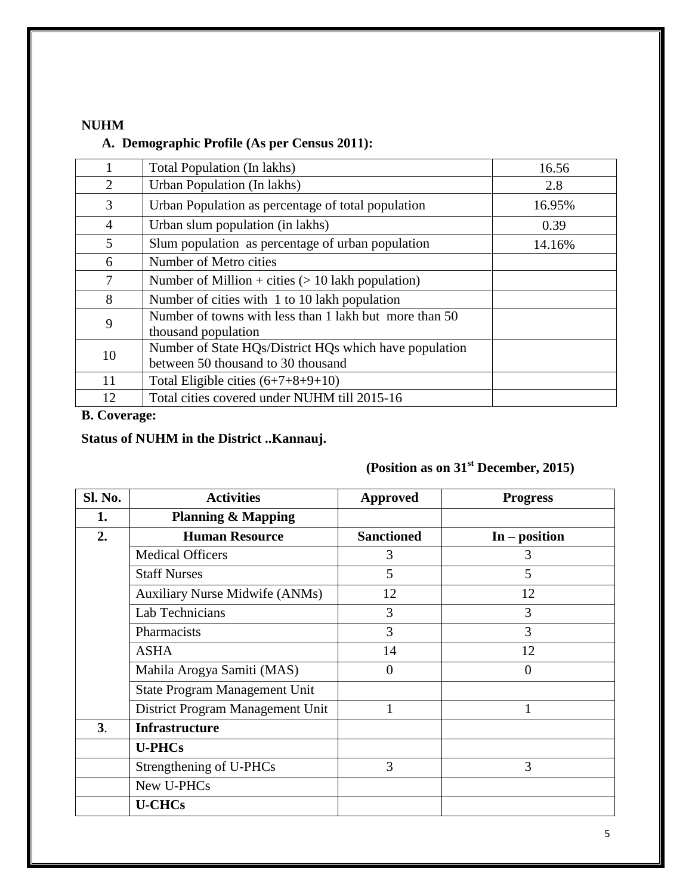**NUHM**

## A. Demographic Profile (As per Census 2011):

| | | |
|---|---|---|
| 1 | Total Population (In lakhs) | 16.56 |
| 2 | Urban Population (In lakhs) | 2.8 |
| 3 | Urban Population as percentage of total population | 16.95% |
| 4 | Urban slum population (in lakhs) | 0.39 |
| 5 | Slum population as percentage of urban population | 14.16% |
| 6 | Number of Metro cities | |
| 7 | Number of Million + cities (> 10 lakh population) | |
| 8 | Number of cities with 1 to 10 lakh population | |
| 9 | Number of towns with less than 1 lakh but more than 50 thousand population | |
| 10 | Number of State HQs/District HQs which have population between 50 thousand to 30 thousand | |
| 11 | Total Eligible cities (6+7+8+9+10) | |
| 12 | Total cities covered under NUHM till 2015-16 | |

**B. Coverage:**

**Status of NUHM in the District ..Kannauj.**

**(Position as on 31st December, 2015)**

| Sl. No. | Activities | Approved | Progress |
|---|---|---|---|
| **1.** | **Planning & Mapping** | | |
| **2.** | **Human Resource** | **Sanctioned** | **In – position** |
| | Medical Officers | 3 | 3 |
| | Staff Nurses | 5 | 5 |
| | Auxiliary Nurse Midwife (ANMs) | 12 | 12 |
| | Lab Technicians | 3 | 3 |
| | Pharmacists | 3 | 3 |
| | ASHA | 14 | 12 |
| | Mahila Arogya Samiti (MAS) | 0 | 0 |
| | State Program Management Unit | | |
| | District Program Management Unit | 1 | 1 |
| **3**. | **Infrastructure** | | |
| | **U-PHCs** | | |
| | Strengthening of U-PHCs | 3 | 3 |
| | New U-PHCs | | |
| | **U-CHCs** | | |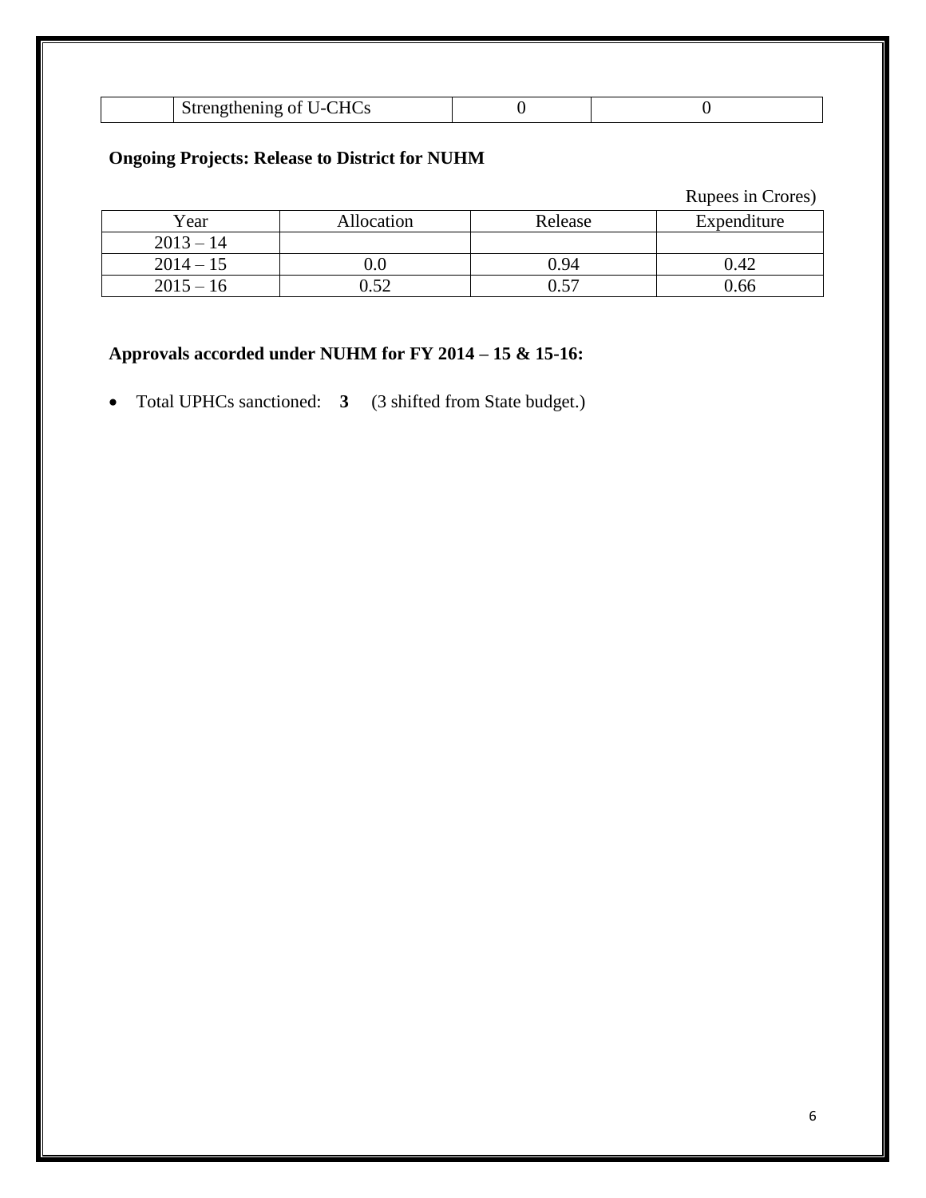| | | | |
|---|---|---|---|
| | Strengthening of U-CHCs | 0 | 0 |

**Ongoing Projects: Release to District for NUHM**

Rupees in Crores)

| Year | Allocation | Release | Expenditure |
|---|---|---|---|
| 2013 – 14 | | | |
| 2014 – 15 | 0.0 | 0.94 | 0.42 |
| 2015 – 16 | 0.52 | 0.57 | 0.66 |

**Approvals accorded under NUHM for FY 2014 – 15 & 15-16:**

- Total UPHCs sanctioned: **3** (3 shifted from State budget.)